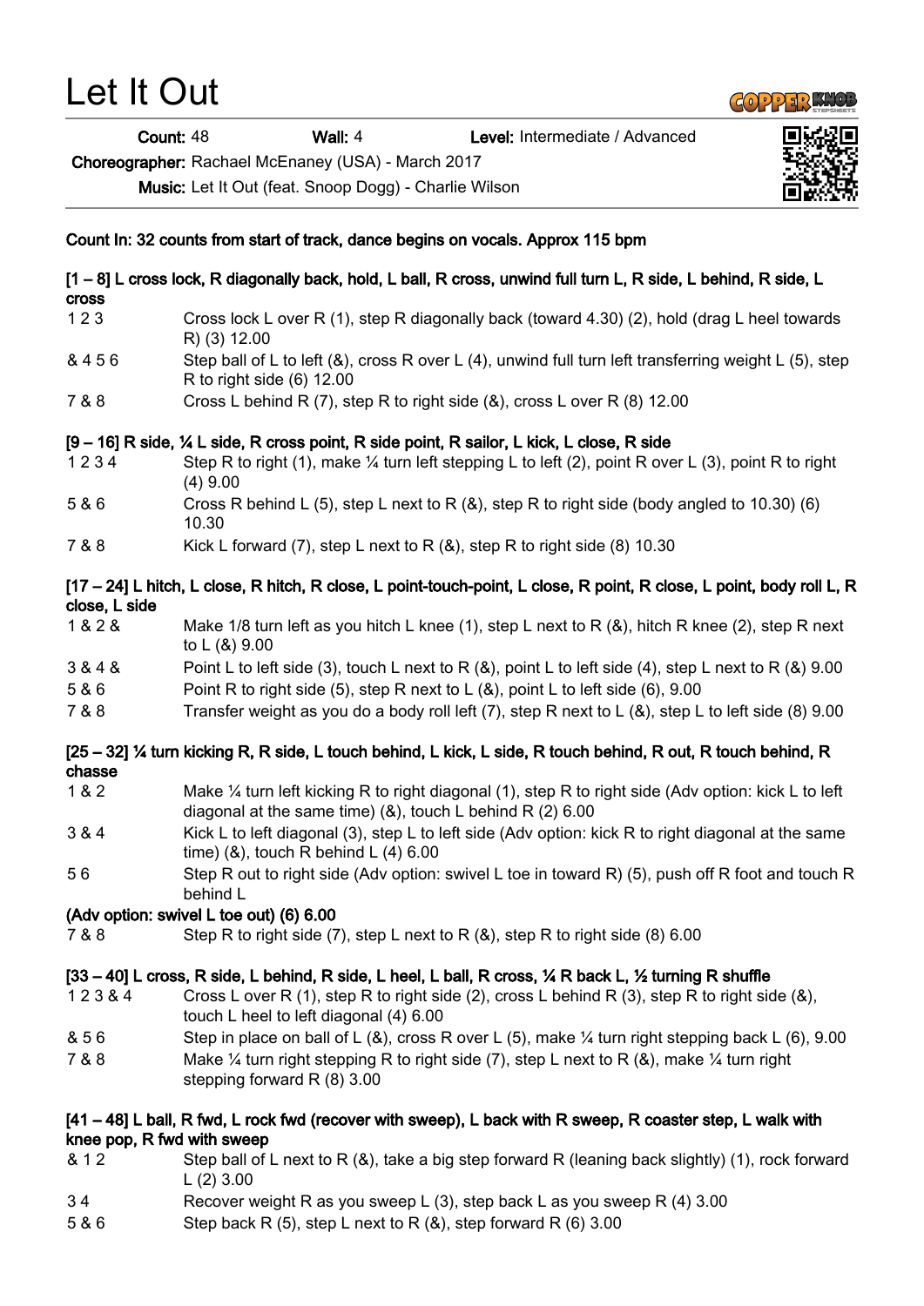# Let It Out

**Count:** 48 **Wall:** 4 **Level:** Intermediate / Advanced

**Choreographer:** Rachael McEnaney (USA) - March 2017

**Music:** Let It Out (feat. Snoop Dogg) - Charlie Wilson

**Count In: 32 counts from start of track, dance begins on vocals. Approx 115 bpm**

**[1 – 8] L cross lock, R diagonally back, hold, L ball, R cross, unwind full turn L, R side, L behind, R side, L cross**

| | |
|---|---|
| 1 2 3 | Cross lock L over R (1), step R diagonally back (toward 4.30) (2), hold (drag L heel towards R) (3) 12.00 |
| & 4 5 6 | Step ball of L to left (&), cross R over L (4), unwind full turn left transferring weight L (5), step R to right side (6) 12.00 |
| 7 & 8 | Cross L behind R (7), step R to right side (&), cross L over R (8) 12.00 |

**[9 – 16] R side, ¼ L side, R cross point, R side point, R sailor, L kick, L close, R side**

| | |
|---|---|
| 1 2 3 4 | Step R to right (1), make ¼ turn left stepping L to left (2), point R over L (3), point R to right (4) 9.00 |
| 5 & 6 | Cross R behind L (5), step L next to R (&), step R to right side (body angled to 10.30) (6) 10.30 |
| 7 & 8 | Kick L forward (7), step L next to R (&), step R to right side (8) 10.30 |

**[17 – 24] L hitch, L close, R hitch, R close, L point-touch-point, L close, R point, R close, L point, body roll L, R close, L side**

| | |
|---|---|
| 1 & 2 & | Make 1/8 turn left as you hitch L knee (1), step L next to R (&), hitch R knee (2), step R next to L (&) 9.00 |
| 3 & 4 & | Point L to left side (3), touch L next to R (&), point L to left side (4), step L next to R (&) 9.00 |
| 5 & 6 | Point R to right side (5), step R next to L (&), point L to left side (6), 9.00 |
| 7 & 8 | Transfer weight as you do a body roll left (7), step R next to L (&), step L to left side (8) 9.00 |

**[25 – 32] ¼ turn kicking R, R side, L touch behind, L kick, L side, R touch behind, R out, R touch behind, R chasse**

| | |
|---|---|
| 1 & 2 | Make ¼ turn left kicking R to right diagonal (1), step R to right side (Adv option: kick L to left diagonal at the same time) (&), touch L behind R (2) 6.00 |
| 3 & 4 | Kick L to left diagonal (3), step L to left side (Adv option: kick R to right diagonal at the same time) (&), touch R behind L (4) 6.00 |
| 5 6 | Step R out to right side (Adv option: swivel L toe in toward R) (5), push off R foot and touch R behind L |

**(Adv option: swivel L toe out) (6) 6.00**

| | |
|---|---|
| 7 & 8 | Step R to right side (7), step L next to R (&), step R to right side (8) 6.00 |

**[33 – 40] L cross, R side, L behind, R side, L heel, L ball, R cross, ¼ R back L, ½ turning R shuffle**

| | |
|---|---|
| 1 2 3 & 4 | Cross L over R (1), step R to right side (2), cross L behind R (3), step R to right side (&), touch L heel to left diagonal (4) 6.00 |
| & 5 6 | Step in place on ball of L (&), cross R over L (5), make ¼ turn right stepping back L (6), 9.00 |
| 7 & 8 | Make ¼ turn right stepping R to right side (7), step L next to R (&), make ¼ turn right stepping forward R (8) 3.00 |

**[41 – 48] L ball, R fwd, L rock fwd (recover with sweep), L back with R sweep, R coaster step, L walk with knee pop, R fwd with sweep**

| | |
|---|---|
| & 1 2 | Step ball of L next to R (&), take a big step forward R (leaning back slightly) (1), rock forward L (2) 3.00 |
| 3 4 | Recover weight R as you sweep L (3), step back L as you sweep R (4) 3.00 |
| 5 & 6 | Step back R (5), step L next to R (&), step forward R (6) 3.00 |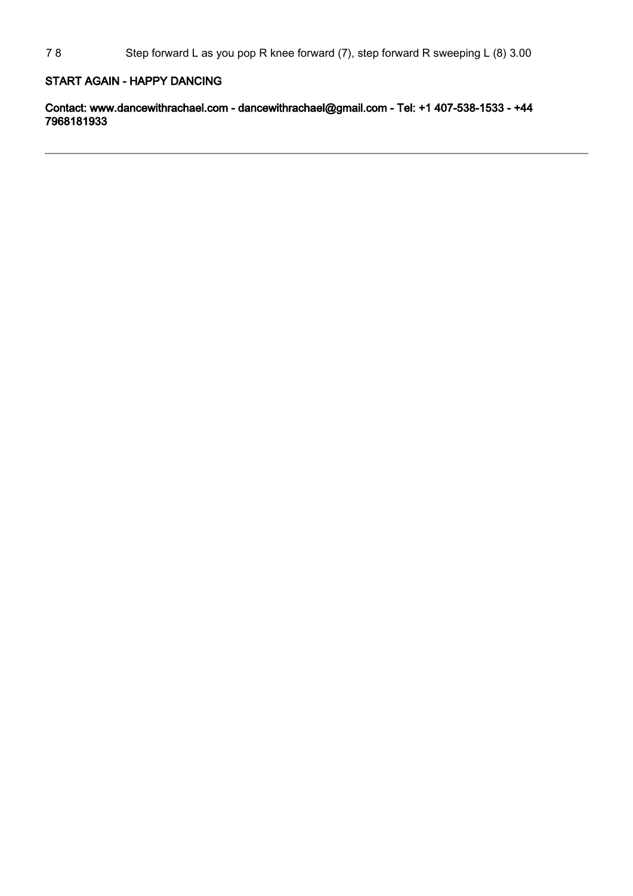7 8 Step forward L as you pop R knee forward (7), step forward R sweeping L (8) 3.00

**START AGAIN - HAPPY DANCING**

**Contact: www.dancewithrachael.com - dancewithrachael@gmail.com - Tel: +1 407-538-1533 - +44 7968181933**

---